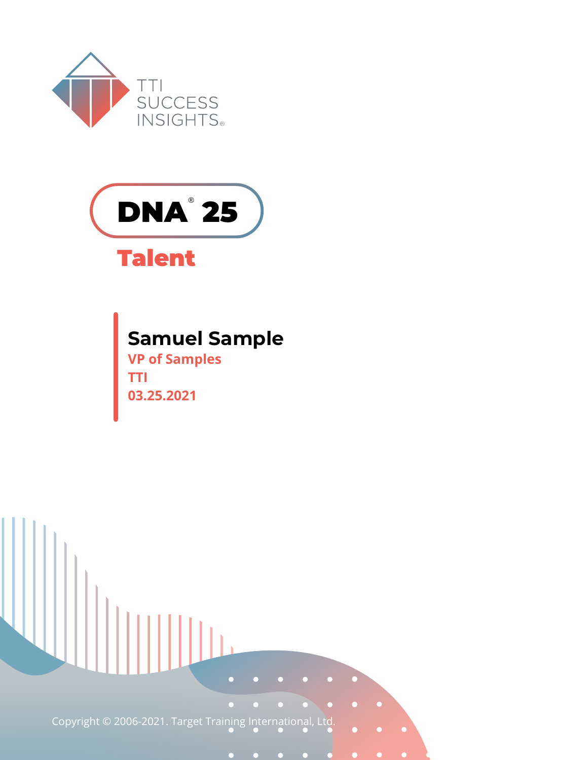TTI SUCCESS INSIGHTS®

# DNA® 25

## Talent

**Samuel Sample**
**VP of Samples**
**TTI**
**03.25.2021**

Copyright © 2006-2021. Target Training International, Ltd.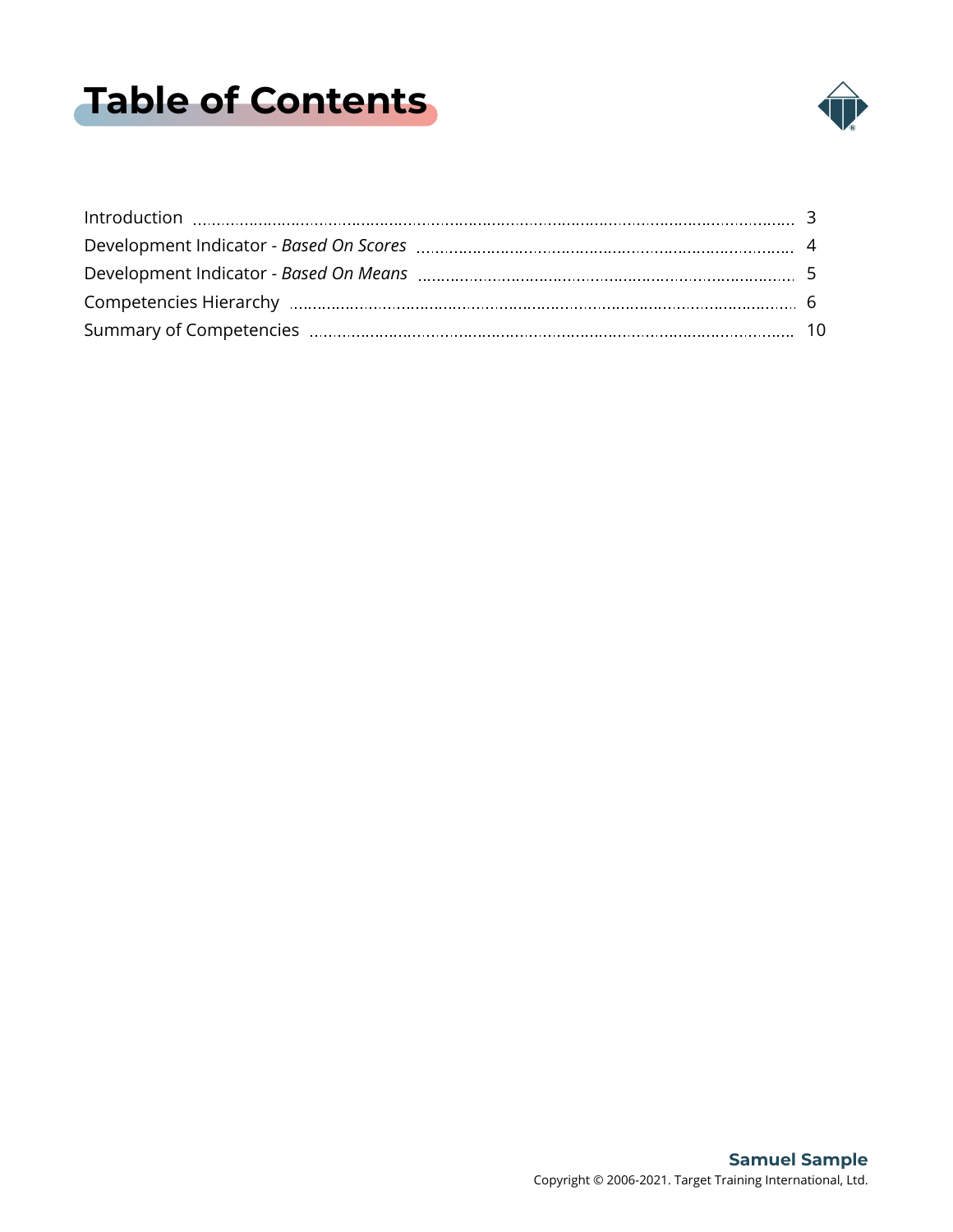# Table of Contents

| | |
|---|---|
| Introduction | 3 |
| Development Indicator - *Based On Scores* | 4 |
| Development Indicator - *Based On Means* | 5 |
| Competencies Hierarchy | 6 |
| Summary of Competencies | 10 |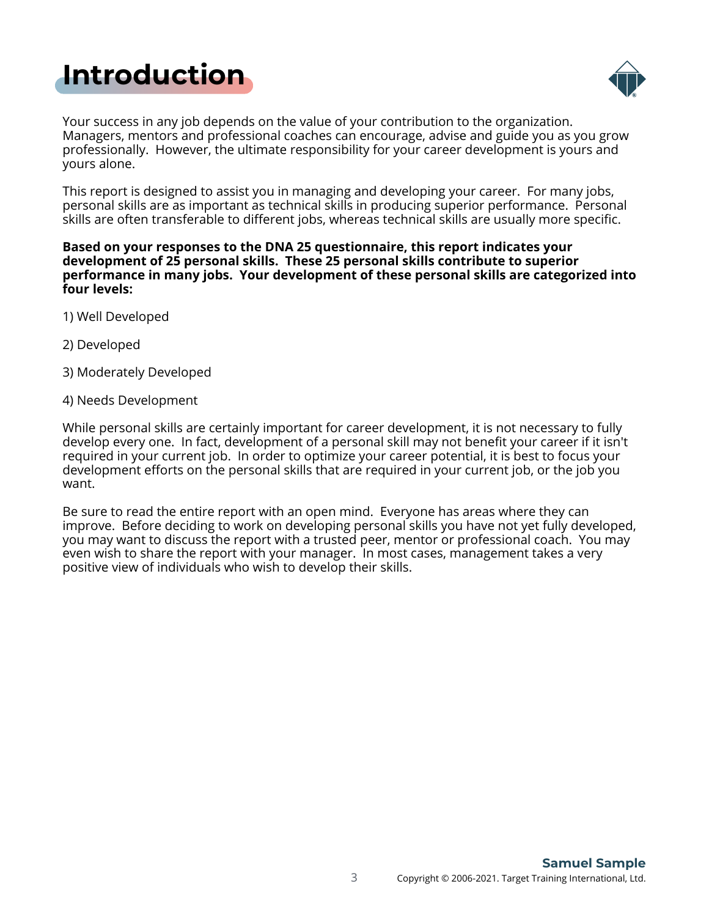# Introduction

Your success in any job depends on the value of your contribution to the organization. Managers, mentors and professional coaches can encourage, advise and guide you as you grow professionally. However, the ultimate responsibility for your career development is yours and yours alone.

This report is designed to assist you in managing and developing your career. For many jobs, personal skills are as important as technical skills in producing superior performance. Personal skills are often transferable to different jobs, whereas technical skills are usually more specific.

**Based on your responses to the DNA 25 questionnaire, this report indicates your development of 25 personal skills. These 25 personal skills contribute to superior performance in many jobs. Your development of these personal skills are categorized into four levels:**

1) Well Developed

2) Developed

3) Moderately Developed

4) Needs Development

While personal skills are certainly important for career development, it is not necessary to fully develop every one. In fact, development of a personal skill may not benefit your career if it isn't required in your current job. In order to optimize your career potential, it is best to focus your development efforts on the personal skills that are required in your current job, or the job you want.

Be sure to read the entire report with an open mind. Everyone has areas where they can improve. Before deciding to work on developing personal skills you have not yet fully developed, you may want to discuss the report with a trusted peer, mentor or professional coach. You may even wish to share the report with your manager. In most cases, management takes a very positive view of individuals who wish to develop their skills.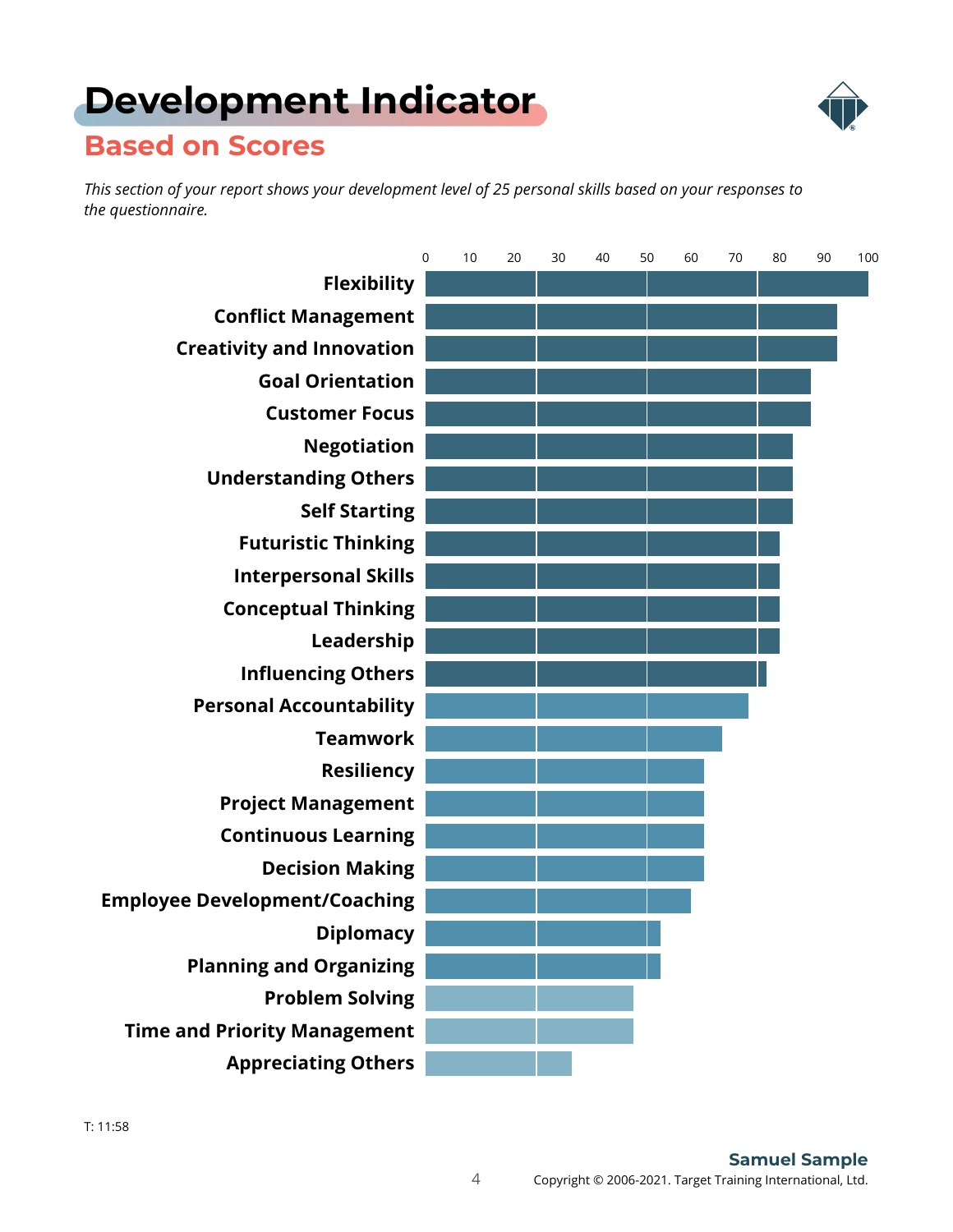# Development Indicator

## Based on Scores

*This section of your report shows your development level of 25 personal skills based on your responses to the questionnaire.*

| Skill | Score (0–100) |
|---|---|
| Flexibility | 100 |
| Conflict Management | 93 |
| Creativity and Innovation | 93 |
| Goal Orientation | 87 |
| Customer Focus | 87 |
| Negotiation | 83 |
| Understanding Others | 83 |
| Self Starting | 83 |
| Futuristic Thinking | 80 |
| Interpersonal Skills | 80 |
| Conceptual Thinking | 80 |
| Leadership | 80 |
| Influencing Others | 77 |
| Personal Accountability | 73 |
| Teamwork | 67 |
| Resiliency | 63 |
| Project Management | 63 |
| Continuous Learning | 63 |
| Decision Making | 63 |
| Employee Development/Coaching | 60 |
| Diplomacy | 53 |
| Planning and Organizing | 53 |
| Problem Solving | 47 |
| Time and Priority Management | 47 |
| Appreciating Others | 33 |

T: 11:58

**Samuel Sample**

Copyright © 2006-2021. Target Training International, Ltd.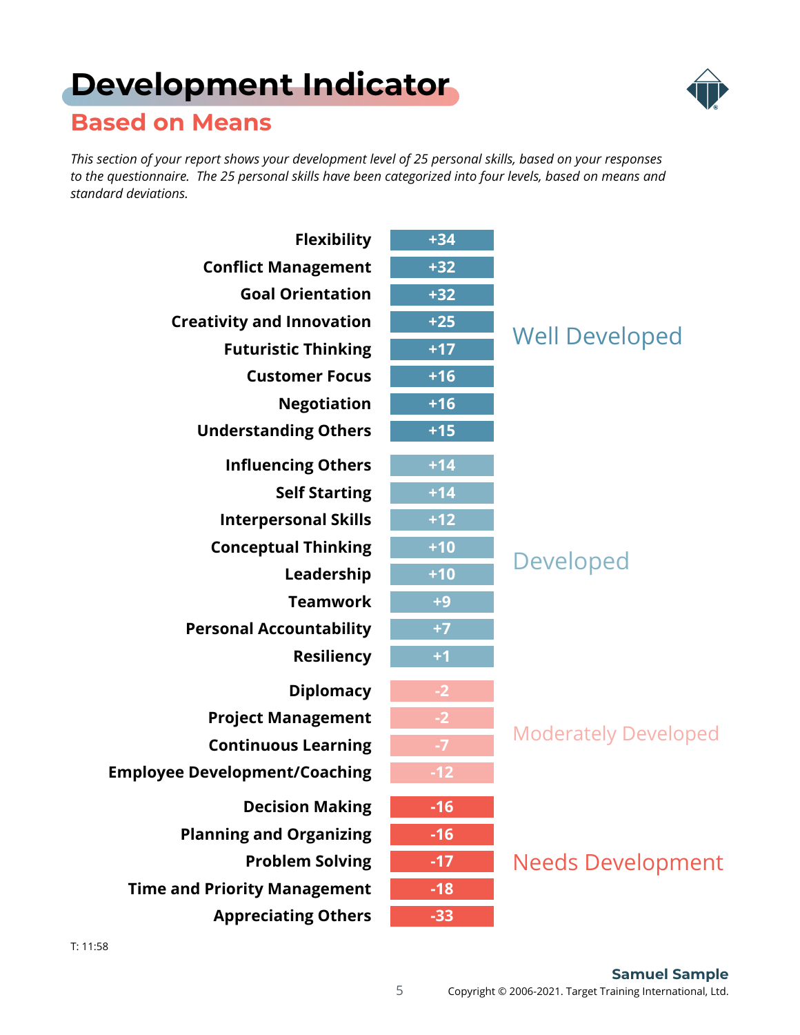# Development Indicator

## Based on Means

*This section of your report shows your development level of 25 personal skills, based on your responses to the questionnaire. The 25 personal skills have been categorized into four levels, based on means and standard deviations.*

| Skill | Score | Level |
|---|---|---|
| Flexibility | +34 | Well Developed |
| Conflict Management | +32 | Well Developed |
| Goal Orientation | +32 | Well Developed |
| Creativity and Innovation | +25 | Well Developed |
| Futuristic Thinking | +17 | Well Developed |
| Customer Focus | +16 | Well Developed |
| Negotiation | +16 | Well Developed |
| Understanding Others | +15 | Well Developed |
| Influencing Others | +14 | Developed |
| Self Starting | +14 | Developed |
| Interpersonal Skills | +12 | Developed |
| Conceptual Thinking | +10 | Developed |
| Leadership | +10 | Developed |
| Teamwork | +9 | Developed |
| Personal Accountability | +7 | Developed |
| Resiliency | +1 | Developed |
| Diplomacy | -2 | Moderately Developed |
| Project Management | -2 | Moderately Developed |
| Continuous Learning | -7 | Moderately Developed |
| Employee Development/Coaching | -12 | Moderately Developed |
| Decision Making | -16 | Needs Development |
| Planning and Organizing | -16 | Needs Development |
| Problem Solving | -17 | Needs Development |
| Time and Priority Management | -18 | Needs Development |
| Appreciating Others | -33 | Needs Development |

T: 11:58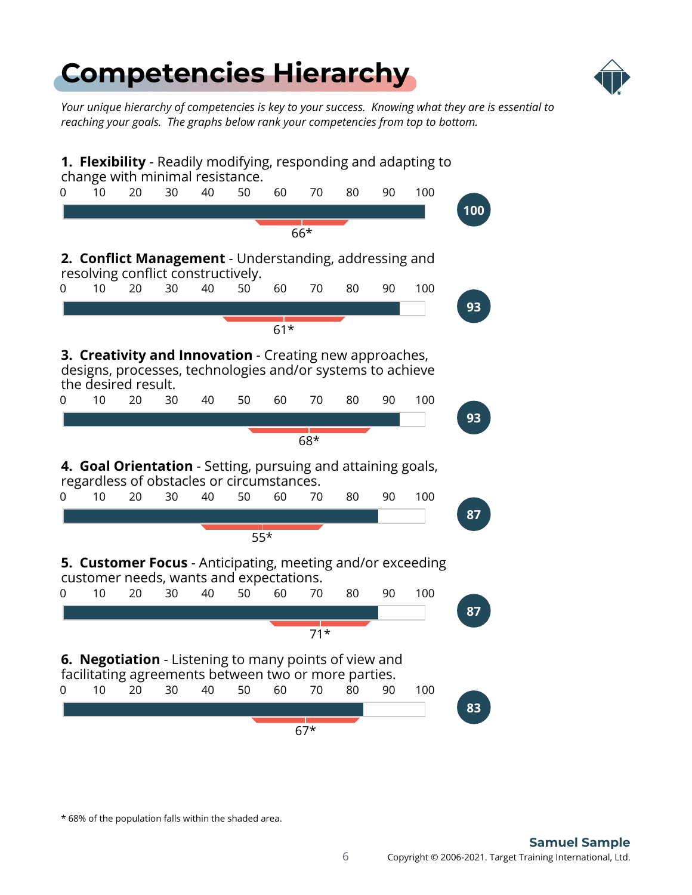# Competencies Hierarchy

*Your unique hierarchy of competencies is key to your success. Knowing what they are is essential to reaching your goals. The graphs below rank your competencies from top to bottom.*

**1. Flexibility** - Readily modifying, responding and adapting to change with minimal resistance.

Score: 100 | Population mean: 66*

**2. Conflict Management** - Understanding, addressing and resolving conflict constructively.

Score: 93 | Population mean: 61*

**3. Creativity and Innovation** - Creating new approaches, designs, processes, technologies and/or systems to achieve the desired result.

Score: 93 | Population mean: 68*

**4. Goal Orientation** - Setting, pursuing and attaining goals, regardless of obstacles or circumstances.

Score: 87 | Population mean: 55*

**5. Customer Focus** - Anticipating, meeting and/or exceeding customer needs, wants and expectations.

Score: 87 | Population mean: 71*

**6. Negotiation** - Listening to many points of view and facilitating agreements between two or more parties.

Score: 83 | Population mean: 67*

* 68% of the population falls within the shaded area.

**Samuel Sample**

Copyright © 2006-2021. Target Training International, Ltd.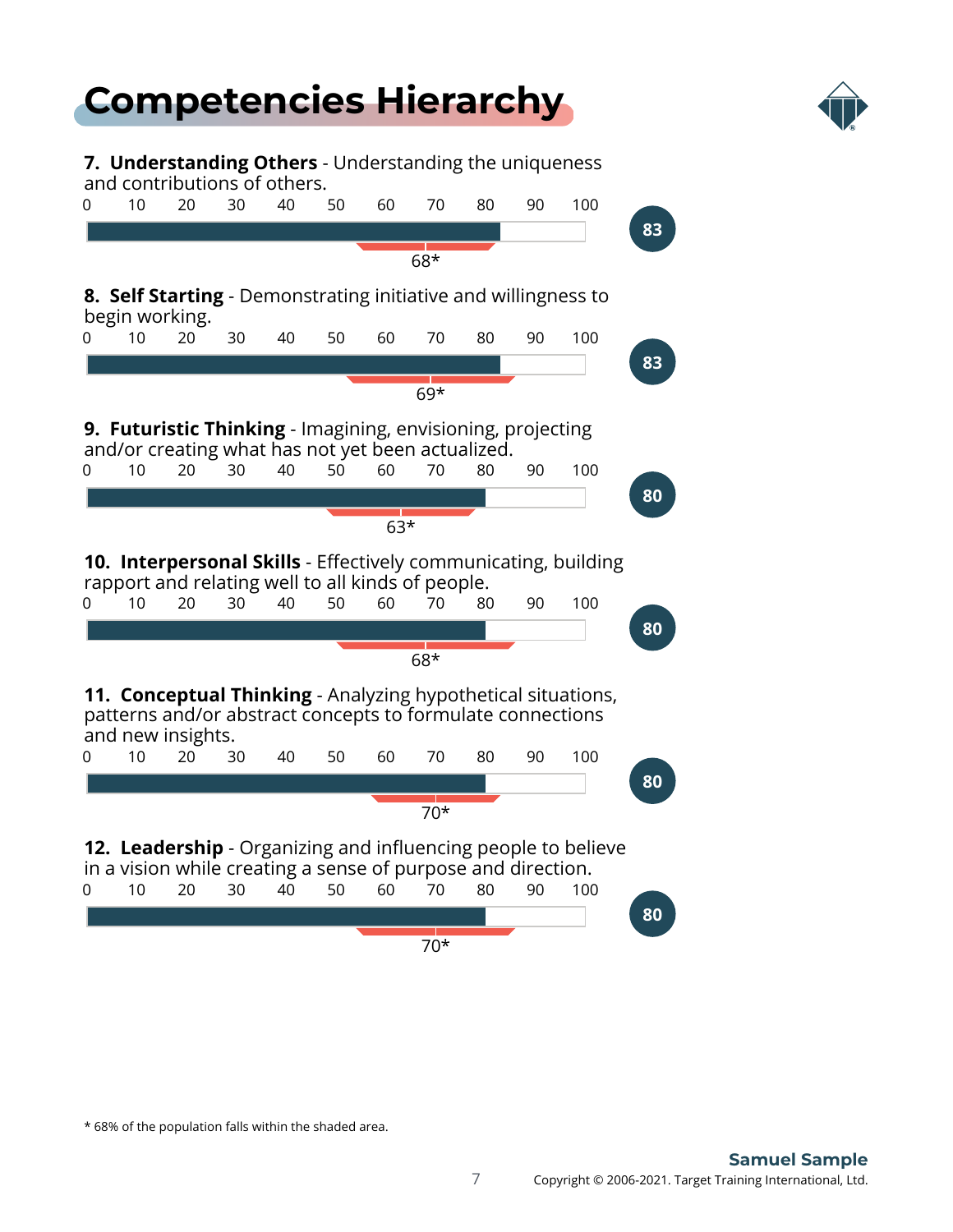# Competencies Hierarchy

**7. Understanding Others** - Understanding the uniqueness and contributions of others.

Score: 83 — Population mean: 68*

**8. Self Starting** - Demonstrating initiative and willingness to begin working.

Score: 83 — Population mean: 69*

**9. Futuristic Thinking** - Imagining, envisioning, projecting and/or creating what has not yet been actualized.

Score: 80 — Population mean: 63*

**10. Interpersonal Skills** - Effectively communicating, building rapport and relating well to all kinds of people.

Score: 80 — Population mean: 68*

**11. Conceptual Thinking** - Analyzing hypothetical situations, patterns and/or abstract concepts to formulate connections and new insights.

Score: 80 — Population mean: 70*

**12. Leadership** - Organizing and influencing people to believe in a vision while creating a sense of purpose and direction.

Score: 80 — Population mean: 70*

\* 68% of the population falls within the shaded area.

**Samuel Sample**

Copyright © 2006-2021. Target Training International, Ltd.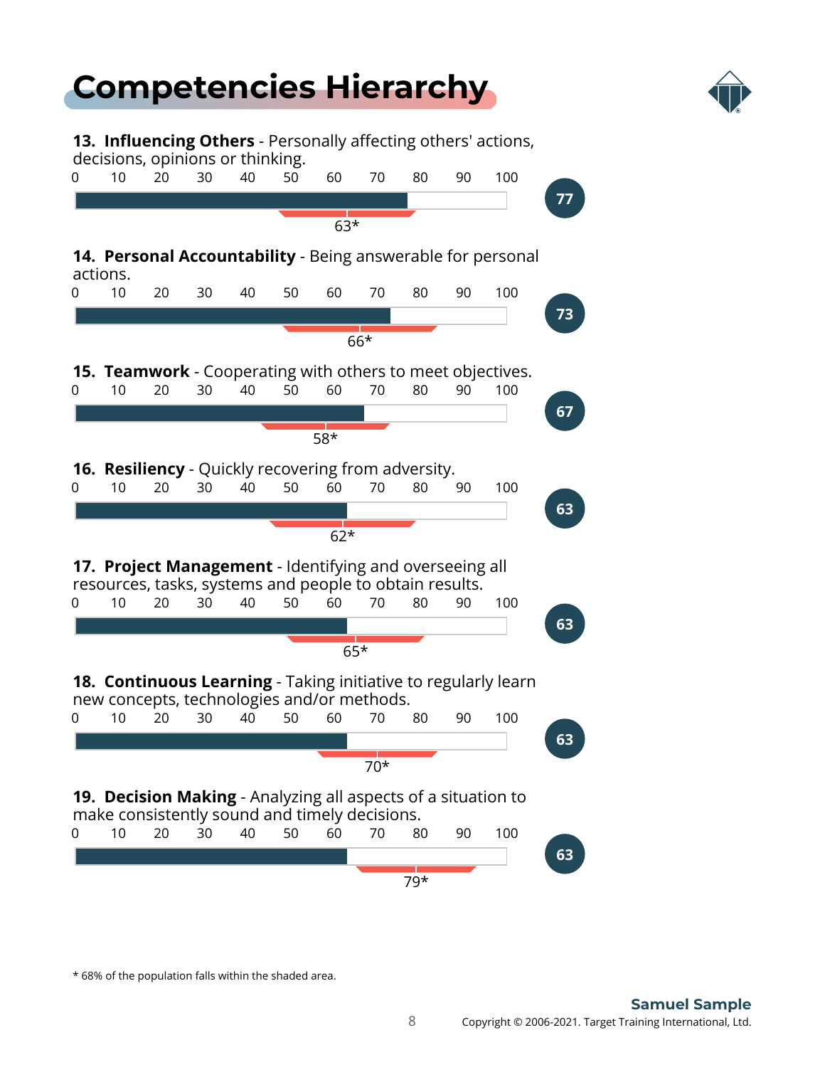# Competencies Hierarchy

**13. Influencing Others** - Personally affecting others' actions, decisions, opinions or thinking.

Score: 77 — Population mean: 63*

**14. Personal Accountability** - Being answerable for personal actions.

Score: 73 — Population mean: 66*

**15. Teamwork** - Cooperating with others to meet objectives.

Score: 67 — Population mean: 58*

**16. Resiliency** - Quickly recovering from adversity.

Score: 63 — Population mean: 62*

**17. Project Management** - Identifying and overseeing all resources, tasks, systems and people to obtain results.

Score: 63 — Population mean: 65*

**18. Continuous Learning** - Taking initiative to regularly learn new concepts, technologies and/or methods.

Score: 63 — Population mean: 70*

**19. Decision Making** - Analyzing all aspects of a situation to make consistently sound and timely decisions.

Score: 63 — Population mean: 79*

* 68% of the population falls within the shaded area.

**Samuel Sample**

Copyright © 2006-2021. Target Training International, Ltd.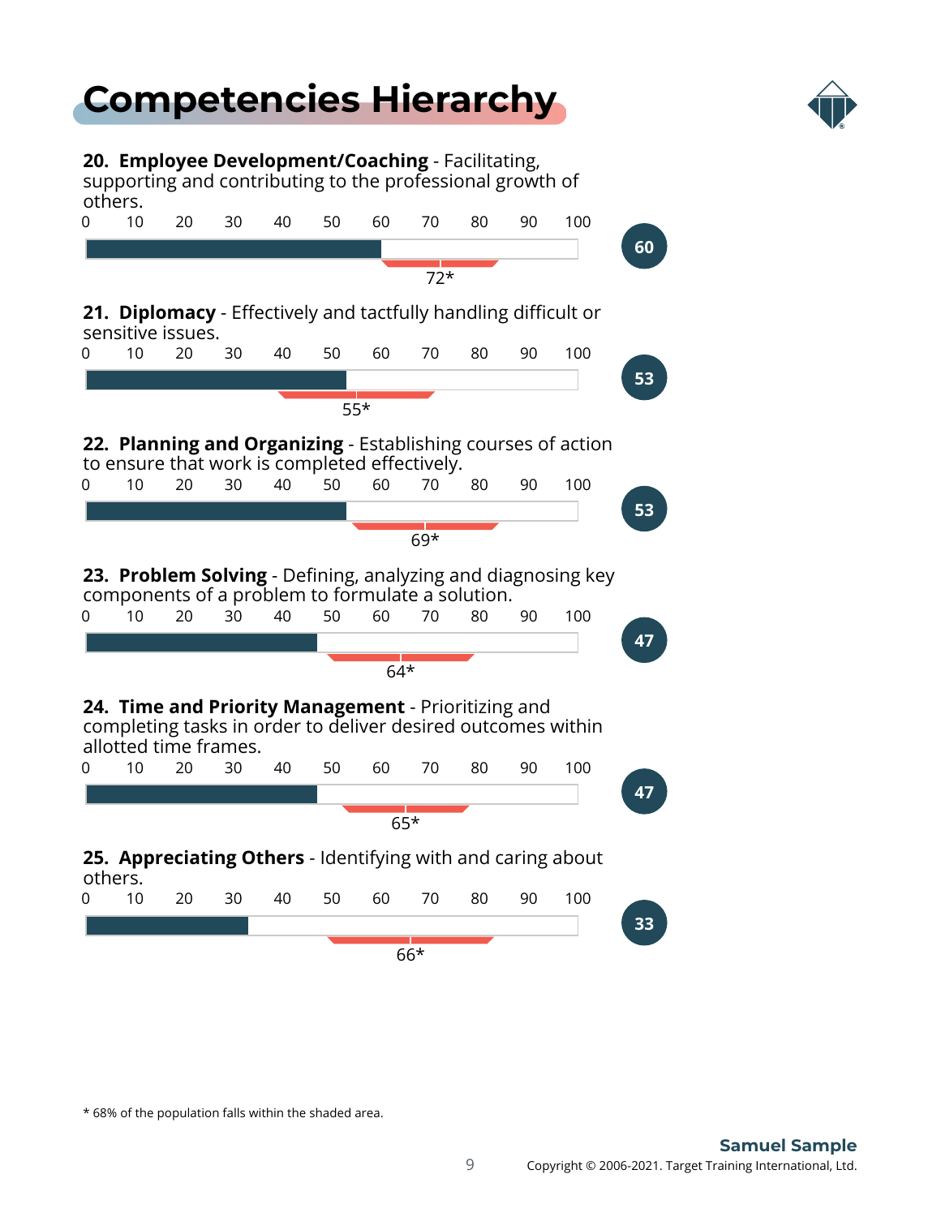# Competencies Hierarchy

**20. Employee Development/Coaching** - Facilitating, supporting and contributing to the professional growth of others.

0 10 20 30 40 50 60 70 80 90 100

Score: **60** — 72*

**21. Diplomacy** - Effectively and tactfully handling difficult or sensitive issues.

0 10 20 30 40 50 60 70 80 90 100

Score: **53** — 55*

**22. Planning and Organizing** - Establishing courses of action to ensure that work is completed effectively.

0 10 20 30 40 50 60 70 80 90 100

Score: **53** — 69*

**23. Problem Solving** - Defining, analyzing and diagnosing key components of a problem to formulate a solution.

0 10 20 30 40 50 60 70 80 90 100

Score: **47** — 64*

**24. Time and Priority Management** - Prioritizing and completing tasks in order to deliver desired outcomes within allotted time frames.

0 10 20 30 40 50 60 70 80 90 100

Score: **47** — 65*

**25. Appreciating Others** - Identifying with and caring about others.

0 10 20 30 40 50 60 70 80 90 100

Score: **33** — 66*

* 68% of the population falls within the shaded area.

**Samuel Sample**

Copyright © 2006-2021. Target Training International, Ltd.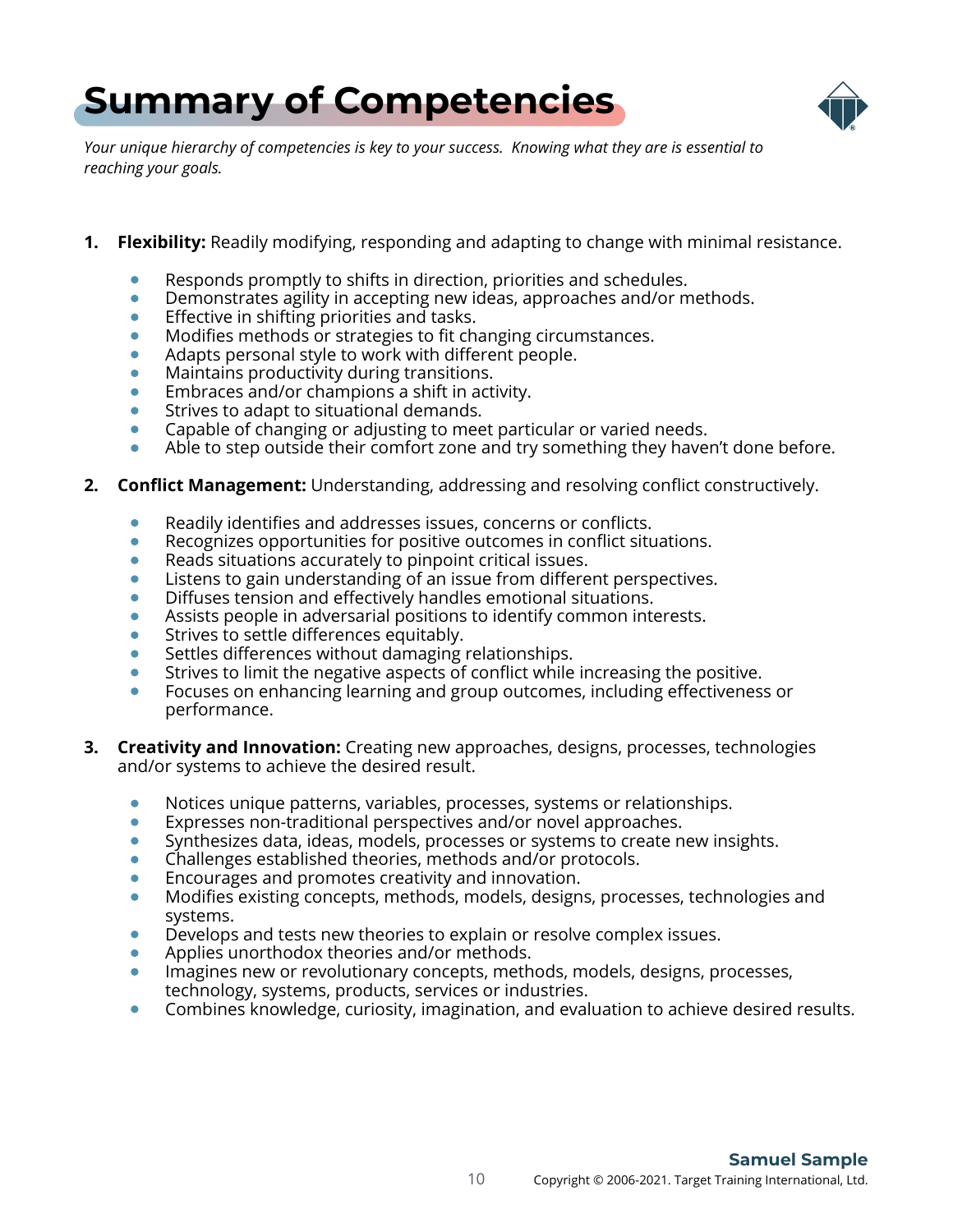# Summary of Competencies

*Your unique hierarchy of competencies is key to your success. Knowing what they are is essential to reaching your goals.*

1. **Flexibility:** Readily modifying, responding and adapting to change with minimal resistance.

    - Responds promptly to shifts in direction, priorities and schedules.
    - Demonstrates agility in accepting new ideas, approaches and/or methods.
    - Effective in shifting priorities and tasks.
    - Modifies methods or strategies to fit changing circumstances.
    - Adapts personal style to work with different people.
    - Maintains productivity during transitions.
    - Embraces and/or champions a shift in activity.
    - Strives to adapt to situational demands.
    - Capable of changing or adjusting to meet particular or varied needs.
    - Able to step outside their comfort zone and try something they haven't done before.

2. **Conflict Management:** Understanding, addressing and resolving conflict constructively.

    - Readily identifies and addresses issues, concerns or conflicts.
    - Recognizes opportunities for positive outcomes in conflict situations.
    - Reads situations accurately to pinpoint critical issues.
    - Listens to gain understanding of an issue from different perspectives.
    - Diffuses tension and effectively handles emotional situations.
    - Assists people in adversarial positions to identify common interests.
    - Strives to settle differences equitably.
    - Settles differences without damaging relationships.
    - Strives to limit the negative aspects of conflict while increasing the positive.
    - Focuses on enhancing learning and group outcomes, including effectiveness or performance.

3. **Creativity and Innovation:** Creating new approaches, designs, processes, technologies and/or systems to achieve the desired result.

    - Notices unique patterns, variables, processes, systems or relationships.
    - Expresses non-traditional perspectives and/or novel approaches.
    - Synthesizes data, ideas, models, processes or systems to create new insights.
    - Challenges established theories, methods and/or protocols.
    - Encourages and promotes creativity and innovation.
    - Modifies existing concepts, methods, models, designs, processes, technologies and systems.
    - Develops and tests new theories to explain or resolve complex issues.
    - Applies unorthodox theories and/or methods.
    - Imagines new or revolutionary concepts, methods, models, designs, processes, technology, systems, products, services or industries.
    - Combines knowledge, curiosity, imagination, and evaluation to achieve desired results.

**Samuel Sample**

Copyright © 2006-2021. Target Training International, Ltd.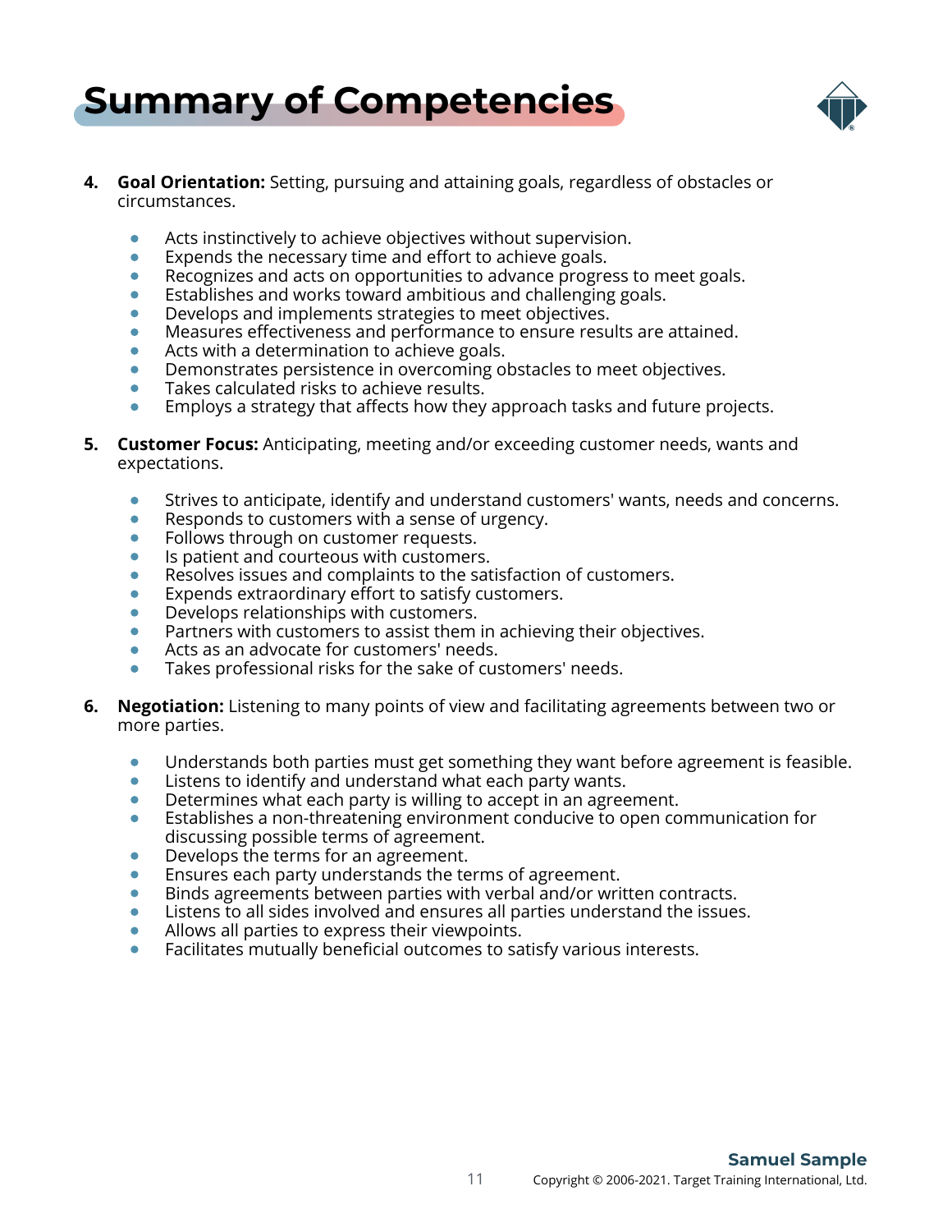# Summary of Competencies

4. **Goal Orientation:** Setting, pursuing and attaining goals, regardless of obstacles or circumstances.

    - Acts instinctively to achieve objectives without supervision.
    - Expends the necessary time and effort to achieve goals.
    - Recognizes and acts on opportunities to advance progress to meet goals.
    - Establishes and works toward ambitious and challenging goals.
    - Develops and implements strategies to meet objectives.
    - Measures effectiveness and performance to ensure results are attained.
    - Acts with a determination to achieve goals.
    - Demonstrates persistence in overcoming obstacles to meet objectives.
    - Takes calculated risks to achieve results.
    - Employs a strategy that affects how they approach tasks and future projects.

5. **Customer Focus:** Anticipating, meeting and/or exceeding customer needs, wants and expectations.

    - Strives to anticipate, identify and understand customers' wants, needs and concerns.
    - Responds to customers with a sense of urgency.
    - Follows through on customer requests.
    - Is patient and courteous with customers.
    - Resolves issues and complaints to the satisfaction of customers.
    - Expends extraordinary effort to satisfy customers.
    - Develops relationships with customers.
    - Partners with customers to assist them in achieving their objectives.
    - Acts as an advocate for customers' needs.
    - Takes professional risks for the sake of customers' needs.

6. **Negotiation:** Listening to many points of view and facilitating agreements between two or more parties.

    - Understands both parties must get something they want before agreement is feasible.
    - Listens to identify and understand what each party wants.
    - Determines what each party is willing to accept in an agreement.
    - Establishes a non-threatening environment conducive to open communication for discussing possible terms of agreement.
    - Develops the terms for an agreement.
    - Ensures each party understands the terms of agreement.
    - Binds agreements between parties with verbal and/or written contracts.
    - Listens to all sides involved and ensures all parties understand the issues.
    - Allows all parties to express their viewpoints.
    - Facilitates mutually beneficial outcomes to satisfy various interests.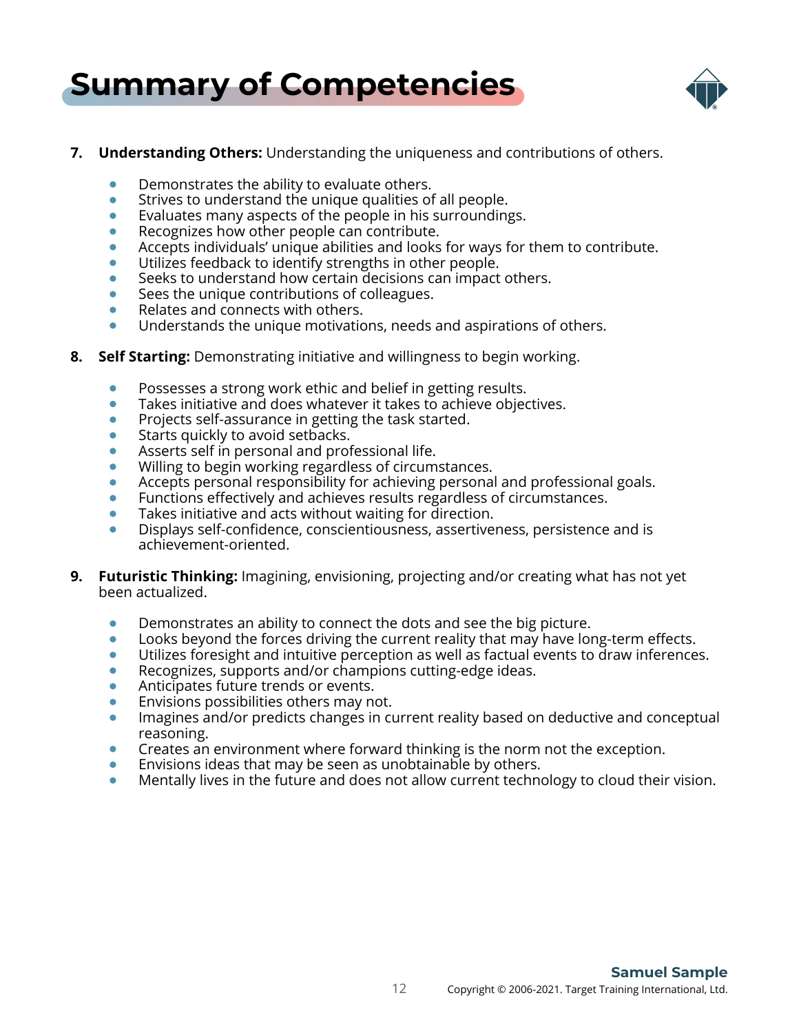# Summary of Competencies

7. **Understanding Others:** Understanding the uniqueness and contributions of others.

    - Demonstrates the ability to evaluate others.
    - Strives to understand the unique qualities of all people.
    - Evaluates many aspects of the people in his surroundings.
    - Recognizes how other people can contribute.
    - Accepts individuals' unique abilities and looks for ways for them to contribute.
    - Utilizes feedback to identify strengths in other people.
    - Seeks to understand how certain decisions can impact others.
    - Sees the unique contributions of colleagues.
    - Relates and connects with others.
    - Understands the unique motivations, needs and aspirations of others.

8. **Self Starting:** Demonstrating initiative and willingness to begin working.

    - Possesses a strong work ethic and belief in getting results.
    - Takes initiative and does whatever it takes to achieve objectives.
    - Projects self-assurance in getting the task started.
    - Starts quickly to avoid setbacks.
    - Asserts self in personal and professional life.
    - Willing to begin working regardless of circumstances.
    - Accepts personal responsibility for achieving personal and professional goals.
    - Functions effectively and achieves results regardless of circumstances.
    - Takes initiative and acts without waiting for direction.
    - Displays self-confidence, conscientiousness, assertiveness, persistence and is achievement-oriented.

9. **Futuristic Thinking:** Imagining, envisioning, projecting and/or creating what has not yet been actualized.

    - Demonstrates an ability to connect the dots and see the big picture.
    - Looks beyond the forces driving the current reality that may have long-term effects.
    - Utilizes foresight and intuitive perception as well as factual events to draw inferences.
    - Recognizes, supports and/or champions cutting-edge ideas.
    - Anticipates future trends or events.
    - Envisions possibilities others may not.
    - Imagines and/or predicts changes in current reality based on deductive and conceptual reasoning.
    - Creates an environment where forward thinking is the norm not the exception.
    - Envisions ideas that may be seen as unobtainable by others.
    - Mentally lives in the future and does not allow current technology to cloud their vision.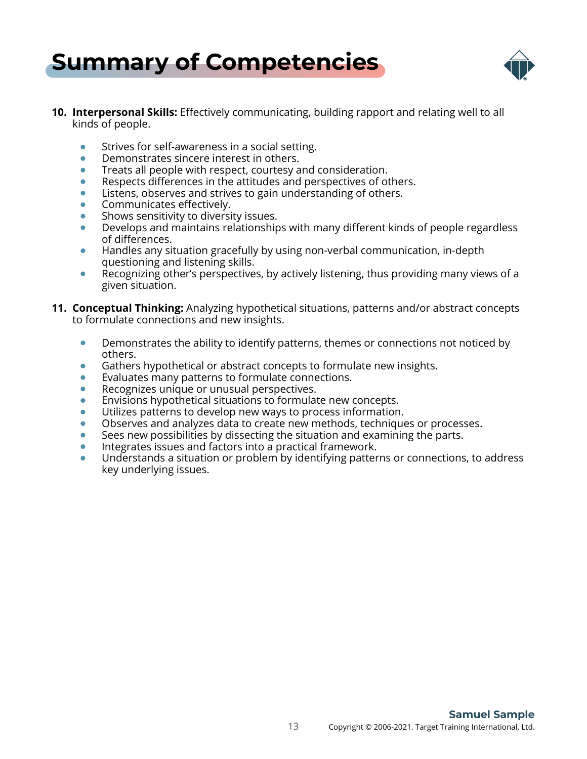# Summary of Competencies

10. **Interpersonal Skills:** Effectively communicating, building rapport and relating well to all kinds of people.

    - Strives for self-awareness in a social setting.
    - Demonstrates sincere interest in others.
    - Treats all people with respect, courtesy and consideration.
    - Respects differences in the attitudes and perspectives of others.
    - Listens, observes and strives to gain understanding of others.
    - Communicates effectively.
    - Shows sensitivity to diversity issues.
    - Develops and maintains relationships with many different kinds of people regardless of differences.
    - Handles any situation gracefully by using non-verbal communication, in-depth questioning and listening skills.
    - Recognizing other's perspectives, by actively listening, thus providing many views of a given situation.

11. **Conceptual Thinking:** Analyzing hypothetical situations, patterns and/or abstract concepts to formulate connections and new insights.

    - Demonstrates the ability to identify patterns, themes or connections not noticed by others.
    - Gathers hypothetical or abstract concepts to formulate new insights.
    - Evaluates many patterns to formulate connections.
    - Recognizes unique or unusual perspectives.
    - Envisions hypothetical situations to formulate new concepts.
    - Utilizes patterns to develop new ways to process information.
    - Observes and analyzes data to create new methods, techniques or processes.
    - Sees new possibilities by dissecting the situation and examining the parts.
    - Integrates issues and factors into a practical framework.
    - Understands a situation or problem by identifying patterns or connections, to address key underlying issues.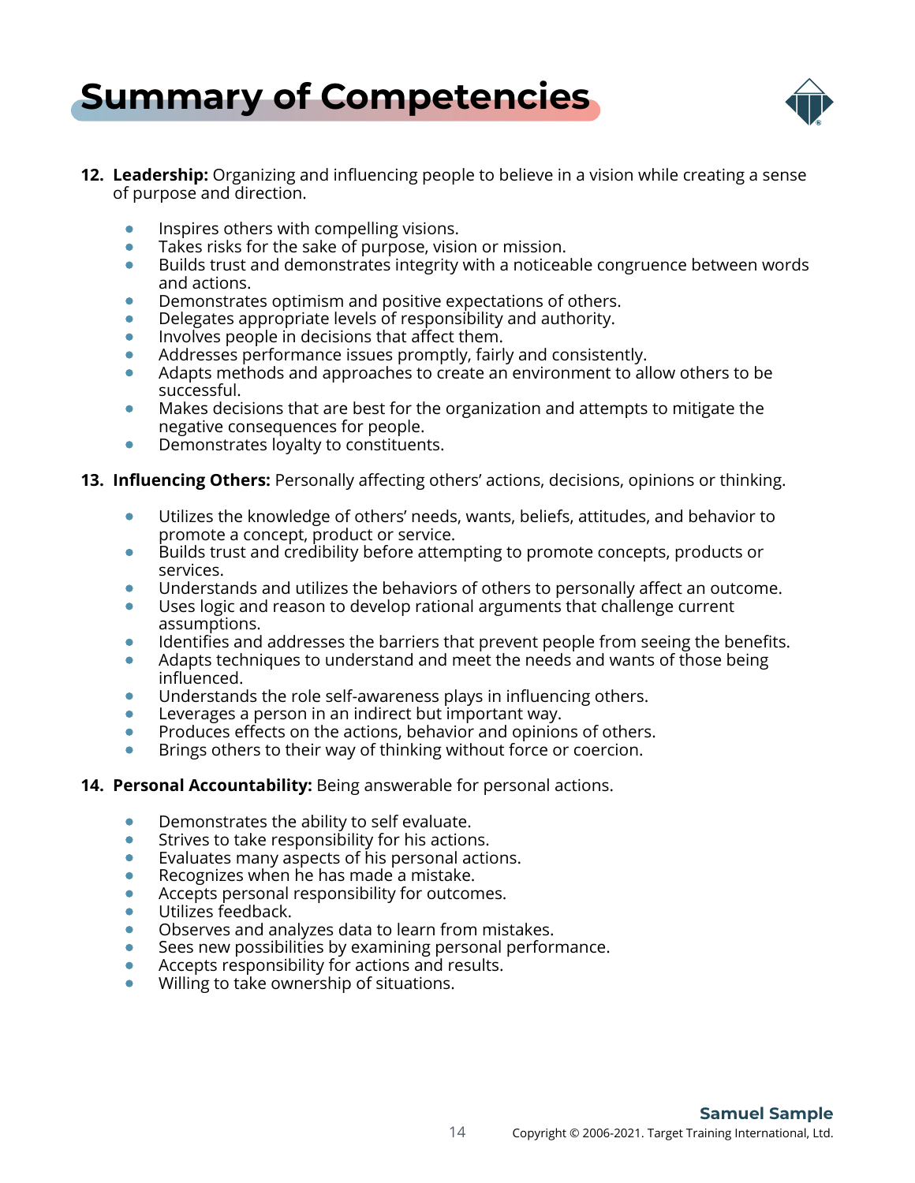# Summary of Competencies

12. **Leadership:** Organizing and influencing people to believe in a vision while creating a sense of purpose and direction.

    - Inspires others with compelling visions.
    - Takes risks for the sake of purpose, vision or mission.
    - Builds trust and demonstrates integrity with a noticeable congruence between words and actions.
    - Demonstrates optimism and positive expectations of others.
    - Delegates appropriate levels of responsibility and authority.
    - Involves people in decisions that affect them.
    - Addresses performance issues promptly, fairly and consistently.
    - Adapts methods and approaches to create an environment to allow others to be successful.
    - Makes decisions that are best for the organization and attempts to mitigate the negative consequences for people.
    - Demonstrates loyalty to constituents.

13. **Influencing Others:** Personally affecting others' actions, decisions, opinions or thinking.

    - Utilizes the knowledge of others' needs, wants, beliefs, attitudes, and behavior to promote a concept, product or service.
    - Builds trust and credibility before attempting to promote concepts, products or services.
    - Understands and utilizes the behaviors of others to personally affect an outcome.
    - Uses logic and reason to develop rational arguments that challenge current assumptions.
    - Identifies and addresses the barriers that prevent people from seeing the benefits.
    - Adapts techniques to understand and meet the needs and wants of those being influenced.
    - Understands the role self-awareness plays in influencing others.
    - Leverages a person in an indirect but important way.
    - Produces effects on the actions, behavior and opinions of others.
    - Brings others to their way of thinking without force or coercion.

14. **Personal Accountability:** Being answerable for personal actions.

    - Demonstrates the ability to self evaluate.
    - Strives to take responsibility for his actions.
    - Evaluates many aspects of his personal actions.
    - Recognizes when he has made a mistake.
    - Accepts personal responsibility for outcomes.
    - Utilizes feedback.
    - Observes and analyzes data to learn from mistakes.
    - Sees new possibilities by examining personal performance.
    - Accepts responsibility for actions and results.
    - Willing to take ownership of situations.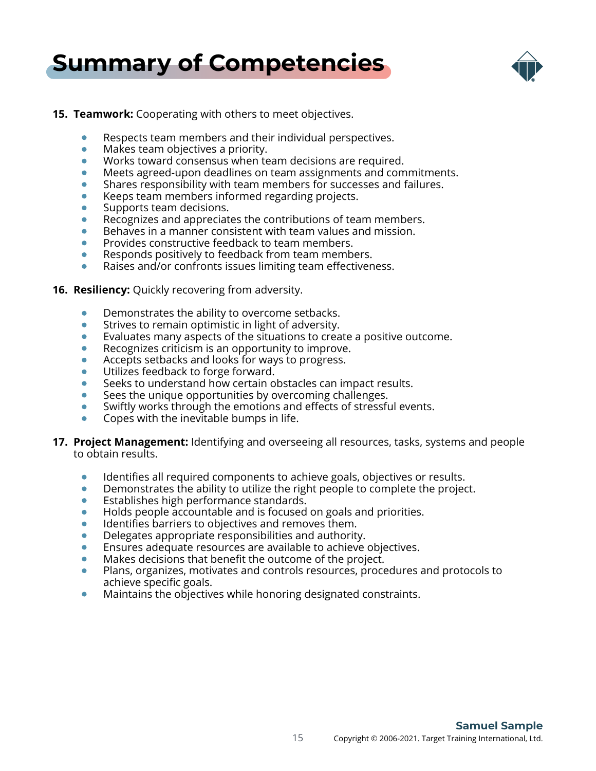# Summary of Competencies

15. **Teamwork:** Cooperating with others to meet objectives.

    - Respects team members and their individual perspectives.
    - Makes team objectives a priority.
    - Works toward consensus when team decisions are required.
    - Meets agreed-upon deadlines on team assignments and commitments.
    - Shares responsibility with team members for successes and failures.
    - Keeps team members informed regarding projects.
    - Supports team decisions.
    - Recognizes and appreciates the contributions of team members.
    - Behaves in a manner consistent with team values and mission.
    - Provides constructive feedback to team members.
    - Responds positively to feedback from team members.
    - Raises and/or confronts issues limiting team effectiveness.

16. **Resiliency:** Quickly recovering from adversity.

    - Demonstrates the ability to overcome setbacks.
    - Strives to remain optimistic in light of adversity.
    - Evaluates many aspects of the situations to create a positive outcome.
    - Recognizes criticism is an opportunity to improve.
    - Accepts setbacks and looks for ways to progress.
    - Utilizes feedback to forge forward.
    - Seeks to understand how certain obstacles can impact results.
    - Sees the unique opportunities by overcoming challenges.
    - Swiftly works through the emotions and effects of stressful events.
    - Copes with the inevitable bumps in life.

17. **Project Management:** Identifying and overseeing all resources, tasks, systems and people to obtain results.

    - Identifies all required components to achieve goals, objectives or results.
    - Demonstrates the ability to utilize the right people to complete the project.
    - Establishes high performance standards.
    - Holds people accountable and is focused on goals and priorities.
    - Identifies barriers to objectives and removes them.
    - Delegates appropriate responsibilities and authority.
    - Ensures adequate resources are available to achieve objectives.
    - Makes decisions that benefit the outcome of the project.
    - Plans, organizes, motivates and controls resources, procedures and protocols to achieve specific goals.
    - Maintains the objectives while honoring designated constraints.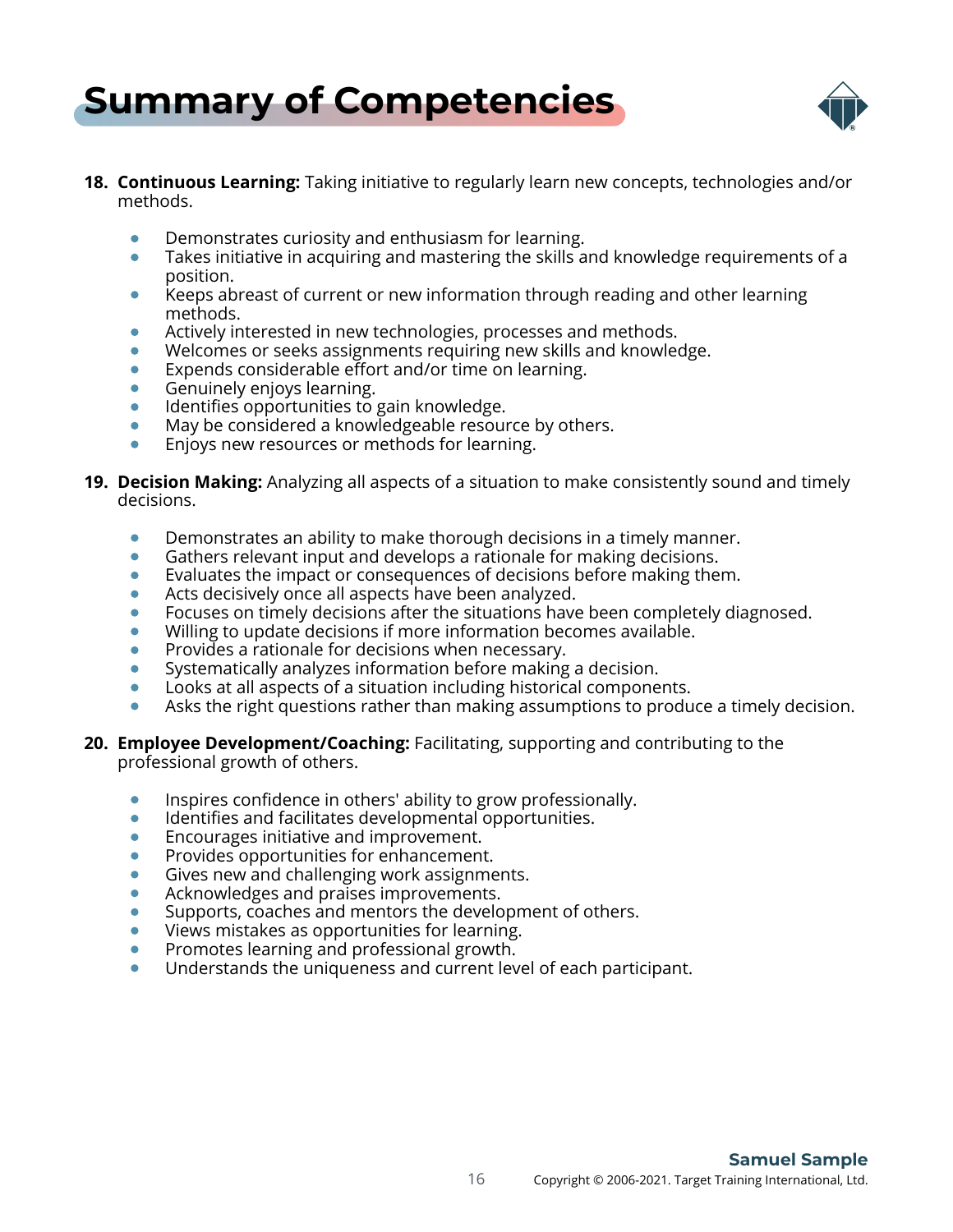# Summary of Competencies

18. **Continuous Learning:** Taking initiative to regularly learn new concepts, technologies and/or methods.

    - Demonstrates curiosity and enthusiasm for learning.
    - Takes initiative in acquiring and mastering the skills and knowledge requirements of a position.
    - Keeps abreast of current or new information through reading and other learning methods.
    - Actively interested in new technologies, processes and methods.
    - Welcomes or seeks assignments requiring new skills and knowledge.
    - Expends considerable effort and/or time on learning.
    - Genuinely enjoys learning.
    - Identifies opportunities to gain knowledge.
    - May be considered a knowledgeable resource by others.
    - Enjoys new resources or methods for learning.

19. **Decision Making:** Analyzing all aspects of a situation to make consistently sound and timely decisions.

    - Demonstrates an ability to make thorough decisions in a timely manner.
    - Gathers relevant input and develops a rationale for making decisions.
    - Evaluates the impact or consequences of decisions before making them.
    - Acts decisively once all aspects have been analyzed.
    - Focuses on timely decisions after the situations have been completely diagnosed.
    - Willing to update decisions if more information becomes available.
    - Provides a rationale for decisions when necessary.
    - Systematically analyzes information before making a decision.
    - Looks at all aspects of a situation including historical components.
    - Asks the right questions rather than making assumptions to produce a timely decision.

20. **Employee Development/Coaching:** Facilitating, supporting and contributing to the professional growth of others.

    - Inspires confidence in others' ability to grow professionally.
    - Identifies and facilitates developmental opportunities.
    - Encourages initiative and improvement.
    - Provides opportunities for enhancement.
    - Gives new and challenging work assignments.
    - Acknowledges and praises improvements.
    - Supports, coaches and mentors the development of others.
    - Views mistakes as opportunities for learning.
    - Promotes learning and professional growth.
    - Understands the uniqueness and current level of each participant.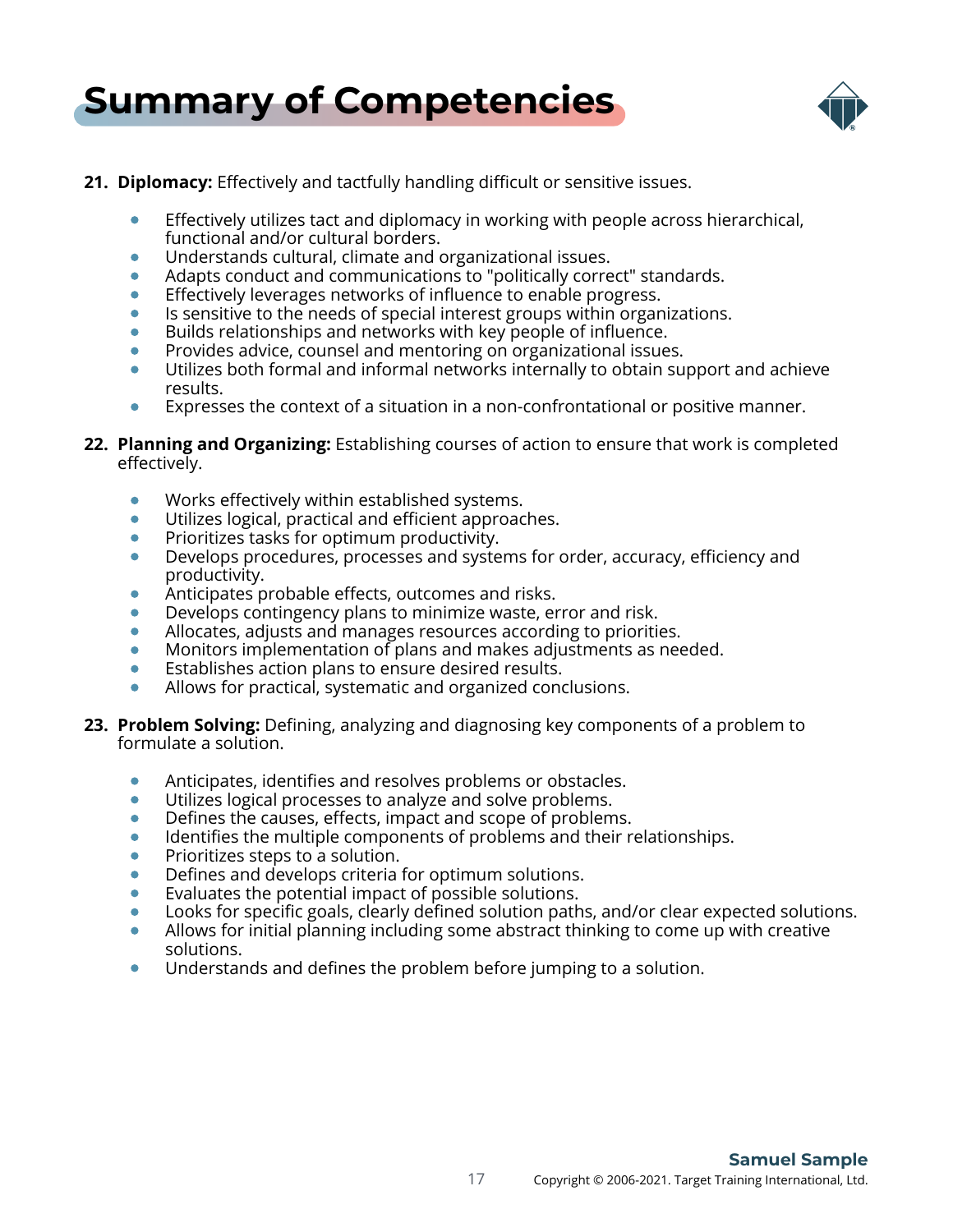# Summary of Competencies

21. **Diplomacy:** Effectively and tactfully handling difficult or sensitive issues.

    - Effectively utilizes tact and diplomacy in working with people across hierarchical, functional and/or cultural borders.
    - Understands cultural, climate and organizational issues.
    - Adapts conduct and communications to "politically correct" standards.
    - Effectively leverages networks of influence to enable progress.
    - Is sensitive to the needs of special interest groups within organizations.
    - Builds relationships and networks with key people of influence.
    - Provides advice, counsel and mentoring on organizational issues.
    - Utilizes both formal and informal networks internally to obtain support and achieve results.
    - Expresses the context of a situation in a non-confrontational or positive manner.

22. **Planning and Organizing:** Establishing courses of action to ensure that work is completed effectively.

    - Works effectively within established systems.
    - Utilizes logical, practical and efficient approaches.
    - Prioritizes tasks for optimum productivity.
    - Develops procedures, processes and systems for order, accuracy, efficiency and productivity.
    - Anticipates probable effects, outcomes and risks.
    - Develops contingency plans to minimize waste, error and risk.
    - Allocates, adjusts and manages resources according to priorities.
    - Monitors implementation of plans and makes adjustments as needed.
    - Establishes action plans to ensure desired results.
    - Allows for practical, systematic and organized conclusions.

23. **Problem Solving:** Defining, analyzing and diagnosing key components of a problem to formulate a solution.

    - Anticipates, identifies and resolves problems or obstacles.
    - Utilizes logical processes to analyze and solve problems.
    - Defines the causes, effects, impact and scope of problems.
    - Identifies the multiple components of problems and their relationships.
    - Prioritizes steps to a solution.
    - Defines and develops criteria for optimum solutions.
    - Evaluates the potential impact of possible solutions.
    - Looks for specific goals, clearly defined solution paths, and/or clear expected solutions.
    - Allows for initial planning including some abstract thinking to come up with creative solutions.
    - Understands and defines the problem before jumping to a solution.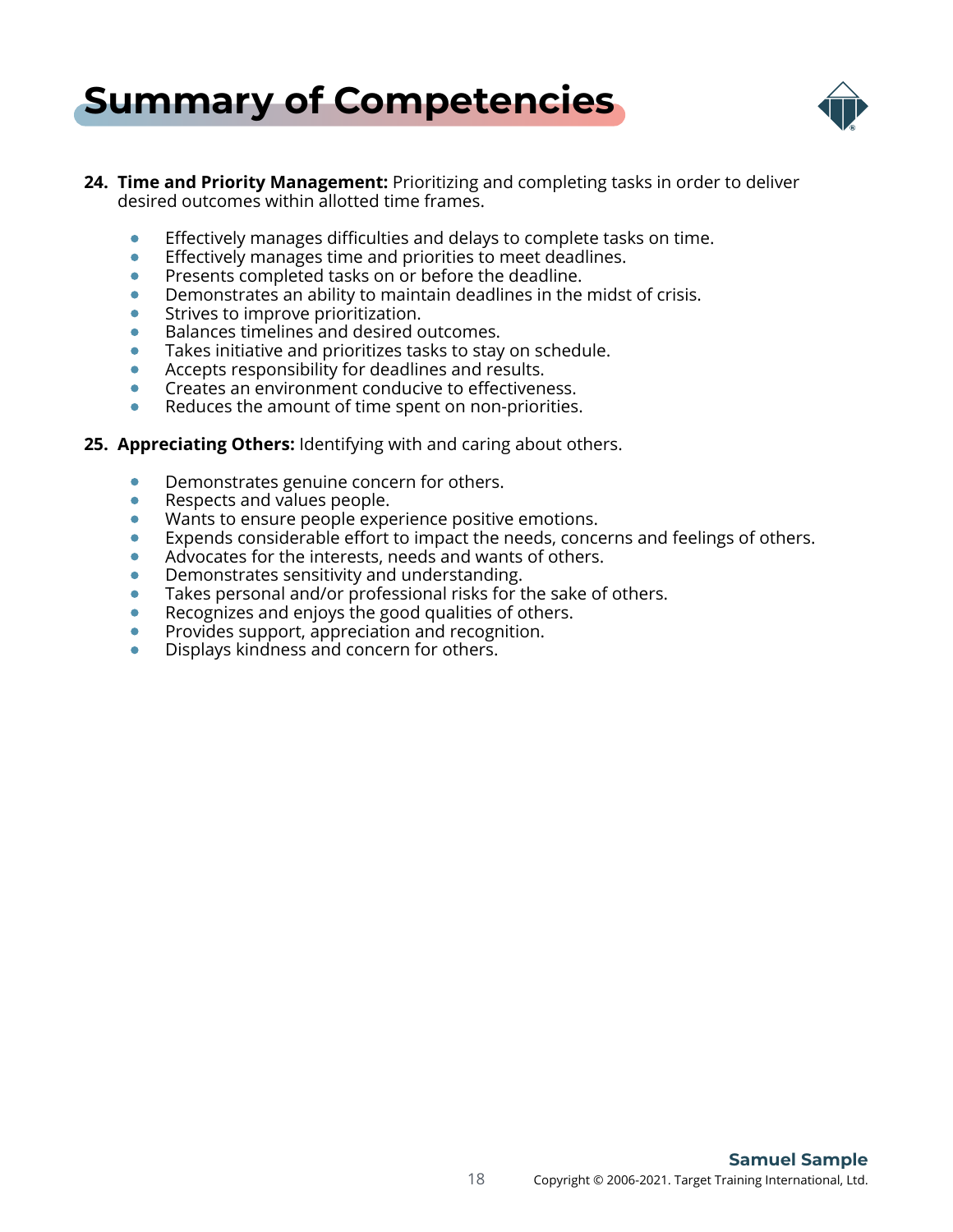# Summary of Competencies

**24. Time and Priority Management:** Prioritizing and completing tasks in order to deliver desired outcomes within allotted time frames.

- Effectively manages difficulties and delays to complete tasks on time.
- Effectively manages time and priorities to meet deadlines.
- Presents completed tasks on or before the deadline.
- Demonstrates an ability to maintain deadlines in the midst of crisis.
- Strives to improve prioritization.
- Balances timelines and desired outcomes.
- Takes initiative and prioritizes tasks to stay on schedule.
- Accepts responsibility for deadlines and results.
- Creates an environment conducive to effectiveness.
- Reduces the amount of time spent on non-priorities.

**25. Appreciating Others:** Identifying with and caring about others.

- Demonstrates genuine concern for others.
- Respects and values people.
- Wants to ensure people experience positive emotions.
- Expends considerable effort to impact the needs, concerns and feelings of others.
- Advocates for the interests, needs and wants of others.
- Demonstrates sensitivity and understanding.
- Takes personal and/or professional risks for the sake of others.
- Recognizes and enjoys the good qualities of others.
- Provides support, appreciation and recognition.
- Displays kindness and concern for others.

**Samuel Sample**

Copyright © 2006-2021. Target Training International, Ltd.